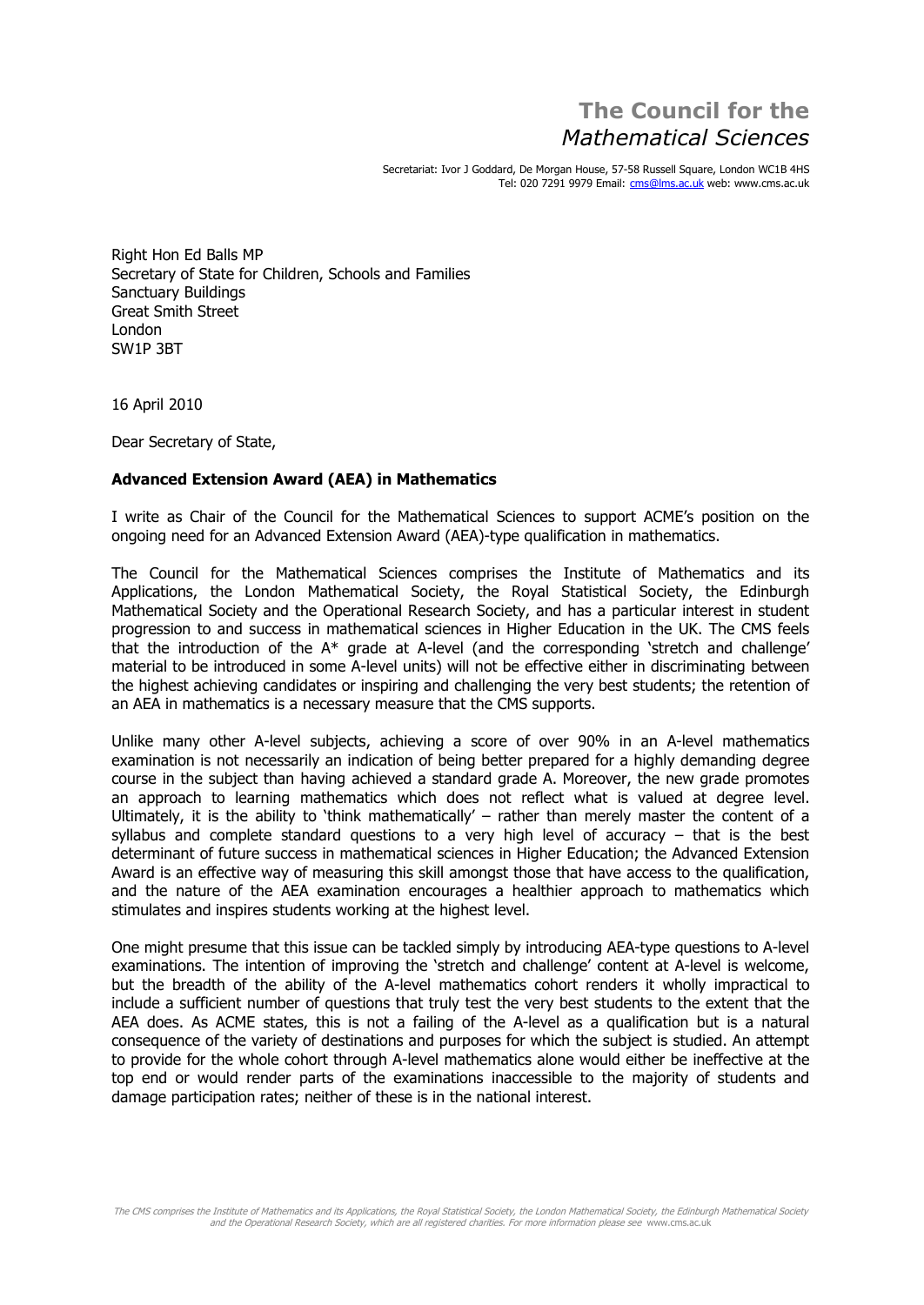# The Council for the *Mathematical Sciences*

Secretariat: Ivor J Goddard, De Morgan House, 57-58 Russell Square, London WC1B 4HS
Tel: 020 7291 9979 Email: cms@lms.ac.uk web: www.cms.ac.uk

Right Hon Ed Balls MP
Secretary of State for Children, Schools and Families
Sanctuary Buildings
Great Smith Street
London
SW1P 3BT

16 April 2010

Dear Secretary of State,

**Advanced Extension Award (AEA) in Mathematics**

I write as Chair of the Council for the Mathematical Sciences to support ACME's position on the ongoing need for an Advanced Extension Award (AEA)-type qualification in mathematics.

The Council for the Mathematical Sciences comprises the Institute of Mathematics and its Applications, the London Mathematical Society, the Royal Statistical Society, the Edinburgh Mathematical Society and the Operational Research Society, and has a particular interest in student progression to and success in mathematical sciences in Higher Education in the UK. The CMS feels that the introduction of the A* grade at A-level (and the corresponding 'stretch and challenge' material to be introduced in some A-level units) will not be effective either in discriminating between the highest achieving candidates or inspiring and challenging the very best students; the retention of an AEA in mathematics is a necessary measure that the CMS supports.

Unlike many other A-level subjects, achieving a score of over 90% in an A-level mathematics examination is not necessarily an indication of being better prepared for a highly demanding degree course in the subject than having achieved a standard grade A. Moreover, the new grade promotes an approach to learning mathematics which does not reflect what is valued at degree level. Ultimately, it is the ability to 'think mathematically' – rather than merely master the content of a syllabus and complete standard questions to a very high level of accuracy – that is the best determinant of future success in mathematical sciences in Higher Education; the Advanced Extension Award is an effective way of measuring this skill amongst those that have access to the qualification, and the nature of the AEA examination encourages a healthier approach to mathematics which stimulates and inspires students working at the highest level.

One might presume that this issue can be tackled simply by introducing AEA-type questions to A-level examinations. The intention of improving the 'stretch and challenge' content at A-level is welcome, but the breadth of the ability of the A-level mathematics cohort renders it wholly impractical to include a sufficient number of questions that truly test the very best students to the extent that the AEA does. As ACME states, this is not a failing of the A-level as a qualification but is a natural consequence of the variety of destinations and purposes for which the subject is studied. An attempt to provide for the whole cohort through A-level mathematics alone would either be ineffective at the top end or would render parts of the examinations inaccessible to the majority of students and damage participation rates; neither of these is in the national interest.

*The CMS comprises the Institute of Mathematics and its Applications, the Royal Statistical Society, the London Mathematical Society, the Edinburgh Mathematical Society and the Operational Research Society, which are all registered charities. For more information please see* www.cms.ac.uk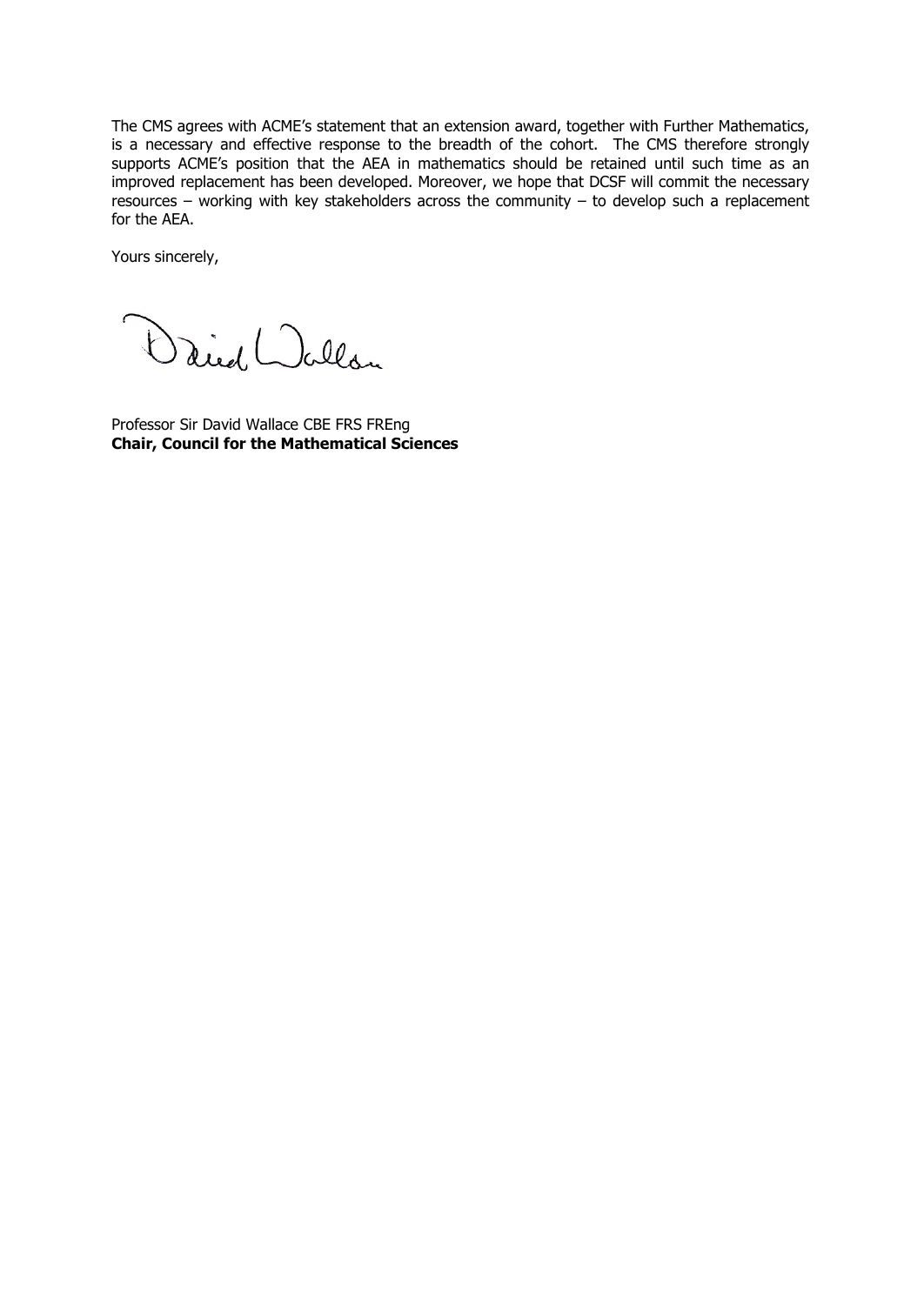The CMS agrees with ACME's statement that an extension award, together with Further Mathematics, is a necessary and effective response to the breadth of the cohort. The CMS therefore strongly supports ACME's position that the AEA in mathematics should be retained until such time as an improved replacement has been developed. Moreover, we hope that DCSF will commit the necessary resources – working with key stakeholders across the community – to develop such a replacement for the AEA.

Yours sincerely,

Professor Sir David Wallace CBE FRS FREng
**Chair, Council for the Mathematical Sciences**